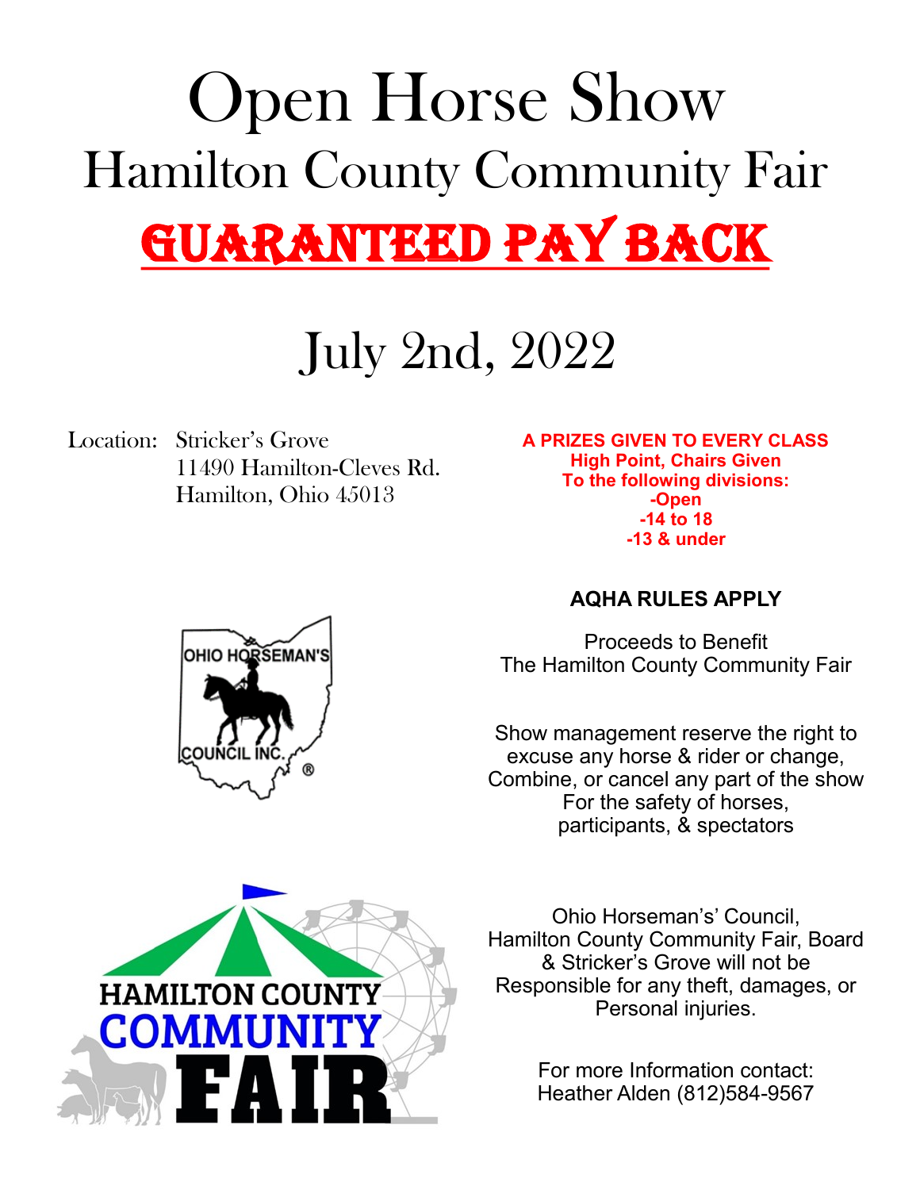# Open Horse Show

## Hamilton County Community Fair

## GUARANTEED PAY BACK

## July 2nd, 2022

Location: Stricker's Grove
11490 Hamilton-Cleves Rd.
Hamilton, Ohio 45013

**A PRIZES GIVEN TO EVERY CLASS**
**High Point, Chairs Given**
**To the following divisions:**
**-Open**
**-14 to 18**
**-13 & under**

**AQHA RULES APPLY**

Proceeds to Benefit
The Hamilton County Community Fair

Show management reserve the right to excuse any horse & rider or change, Combine, or cancel any part of the show For the safety of horses, participants, & spectators

Ohio Horseman's' Council, Hamilton County Community Fair, Board & Stricker's Grove will not be Responsible for any theft, damages, or Personal injuries.

For more Information contact:
Heather Alden (812)584-9567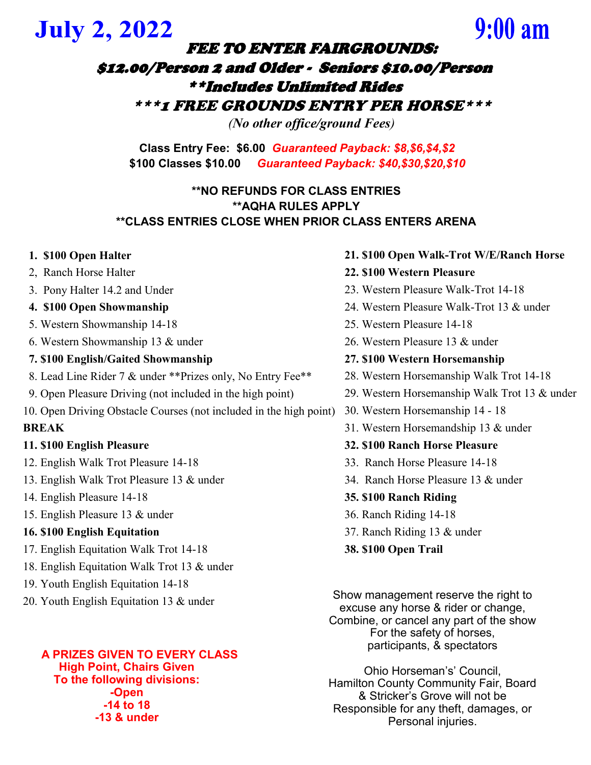# July 2, 2022 — 9:00 am

***FEE TO ENTER FAIRGROUNDS:***

***$12.00/Person 2 and Older - Seniors $10.00/Person***

***\*\*Includes Unlimited Rides***

***\*\*\*1 FREE GROUNDS ENTRY PER HORSE\*\*\****

*(No other office/ground Fees)*

**Class Entry Fee: $6.00** ***Guaranteed Payback: $8,$6,$4,$2***

**$100 Classes $10.00** ***Guaranteed Payback: $40,$30,$20,$10***

**\*\*NO REFUNDS FOR CLASS ENTRIES**

**\*\*AQHA RULES APPLY**

**\*\*CLASS ENTRIES CLOSE WHEN PRIOR CLASS ENTERS ARENA**

1. **$100 Open Halter**
2. Ranch Horse Halter
3. Pony Halter 14.2 and Under
4. **$100 Open Showmanship**
5. Western Showmanship 14-18
6. Western Showmanship 13 & under
7. **$100 English/Gaited Showmanship**
8. Lead Line Rider 7 & under \*\*Prizes only, No Entry Fee\*\*
9. Open Pleasure Driving (not included in the high point)
10. Open Driving Obstacle Courses (not included in the high point)

**BREAK**

11. **$100 English Pleasure**
12. English Walk Trot Pleasure 14-18
13. English Walk Trot Pleasure 13 & under
14. English Pleasure 14-18
15. English Pleasure 13 & under
16. **$100 English Equitation**
17. English Equitation Walk Trot 14-18
18. English Equitation Walk Trot 13 & under
19. Youth English Equitation 14-18
20. Youth English Equitation 13 & under
21. **$100 Open Walk-Trot W/E/Ranch Horse**
22. **$100 Western Pleasure**
23. Western Pleasure Walk-Trot 14-18
24. Western Pleasure Walk-Trot 13 & under
25. Western Pleasure 14-18
26. Western Pleasure 13 & under
27. **$100 Western Horsemanship**
28. Western Horsemanship Walk Trot 14-18
29. Western Horsemanship Walk Trot 13 & under
30. Western Horsemanship 14 - 18
31. Western Horsemandship 13 & under
32. **$100 Ranch Horse Pleasure**
33. Ranch Horse Pleasure 14-18
34. Ranch Horse Pleasure 13 & under
35. **$100 Ranch Riding**
36. Ranch Riding 14-18
37. Ranch Riding 13 & under
38. **$100 Open Trail**

**A PRIZES GIVEN TO EVERY CLASS**
**High Point, Chairs Given**
**To the following divisions:**
**-Open**
**-14 to 18**
**-13 & under**

Show management reserve the right to excuse any horse & rider or change, Combine, or cancel any part of the show For the safety of horses, participants, & spectators

Ohio Horseman's' Council, Hamilton County Community Fair, Board & Stricker's Grove will not be Responsible for any theft, damages, or Personal injuries.